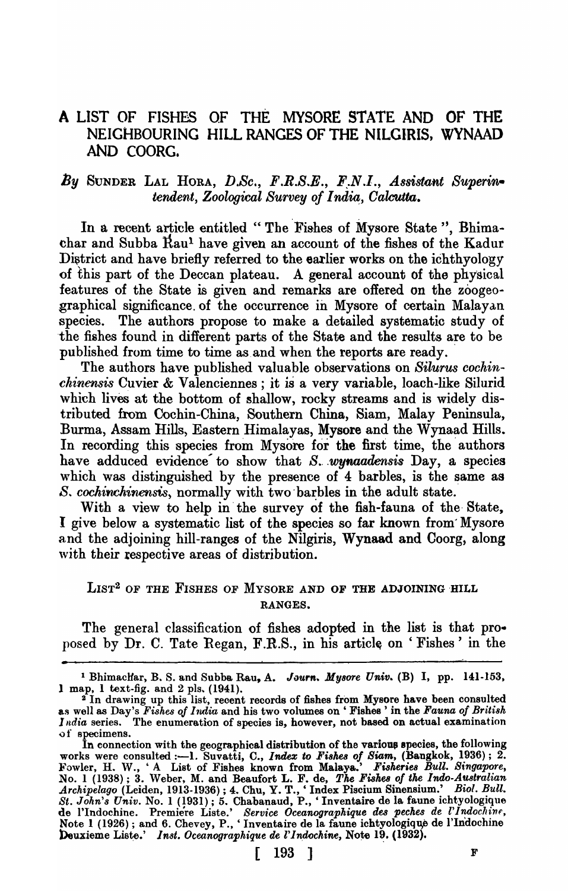# A LIST OF FISHES OF THE MYSORE STATE AND OF THE NEIGHBOURING HILL RANGES OF THE NILGIRIS, WYNAAD AND COORG.

*By* SUNDER LAL HORA, *D.Sc., F.R.S.E., F.N.I., Assistant Superintendent, Zoological Survey of India, Calcutta.*

In a recent article entitled "The Fishes of Mysore State", Bhimachar and Subba Rau[1] have given an account of the fishes of the Kadur District and have briefly referred to the earlier works on the ichthyology of this part of the Deccan plateau. A general account of the physical features of the State is given and remarks are offered on the zoogeographical significance of the occurrence in Mysore of certain Malayan species. The authors propose to make a detailed systematic study of the fishes found in different parts of the State and the results are to be published from time to time as and when the reports are ready.

The authors have published valuable observations on *Silurus cochinchinensis* Cuvier & Valenciennes; it is a very variable, loach-like Silurid which lives at the bottom of shallow, rocky streams and is widely distributed from Cochin-China, Southern China, Siam, Malay Peninsula, Burma, Assam Hills, Eastern Himalayas, Mysore and the Wynaad Hills. In recording this species from Mysore for the first time, the authors have adduced evidence to show that *S. wynaadensis* Day, a species which was distinguished by the presence of 4 barbles, is the same as *S. cochinchinensis*, normally with two barbles in the adult state.

With a view to help in the survey of the fish-fauna of the State, I give below a systematic list of the species so far known from Mysore and the adjoining hill-ranges of the Nilgiris, Wynaad and Coorg, along with their respective areas of distribution.

## LIST[2] OF THE FISHES OF MYSORE AND OF THE ADJOINING HILL RANGES.

The general classification of fishes adopted in the list is that proposed by Dr. C. Tate Regan, F.R.S., in his article on 'Fishes' in the

---

[1] Bhimachar, B. S. and Subba Rau, A. *Journ. Mysore Univ.* (B) I, pp. 141-153, 1 map, 1 text-fig. and 2 pls. (1941).

[2] In drawing up this list, recent records of fishes from Mysore have been consulted as well as Day's *Fishes of India* and his two volumes on 'Fishes' in the *Fauna of British India* series. The enumeration of species is, however, not based on actual examination of specimens.

In connection with the geographical distribution of the various species, the following works were consulted :—1. Suvatti, C., *Index to Fishes of Siam*, (Bangkok, 1936); 2. Fowler, H. W., 'A List of Fishes known from Malaya.' *Fisheries Bull. Singapore*, No. 1 (1938); 3. Weber, M. and Beaufort L. F. de, *The Fishes of the Indo-Australian Archipelago* (Leiden, 1913-1936); 4. Chu, Y. T., 'Index Piscium Sinensium.' *Biol. Bull. St. John's Univ.* No. 1 (1931); 5. Chabanaud, P., 'Inventaire de la faune ichtyologique de l'Indochine. Premiere Liste.' *Service Oceanographique des peches de l'Indochine*, Note 1 (1926); and 6. Chevey, P., 'Inventaire de la faune ichtyologique de l'Indochine Deuxieme Liste.' *Inst. Oceanographique de l'Indochine*, Note 19. (1932).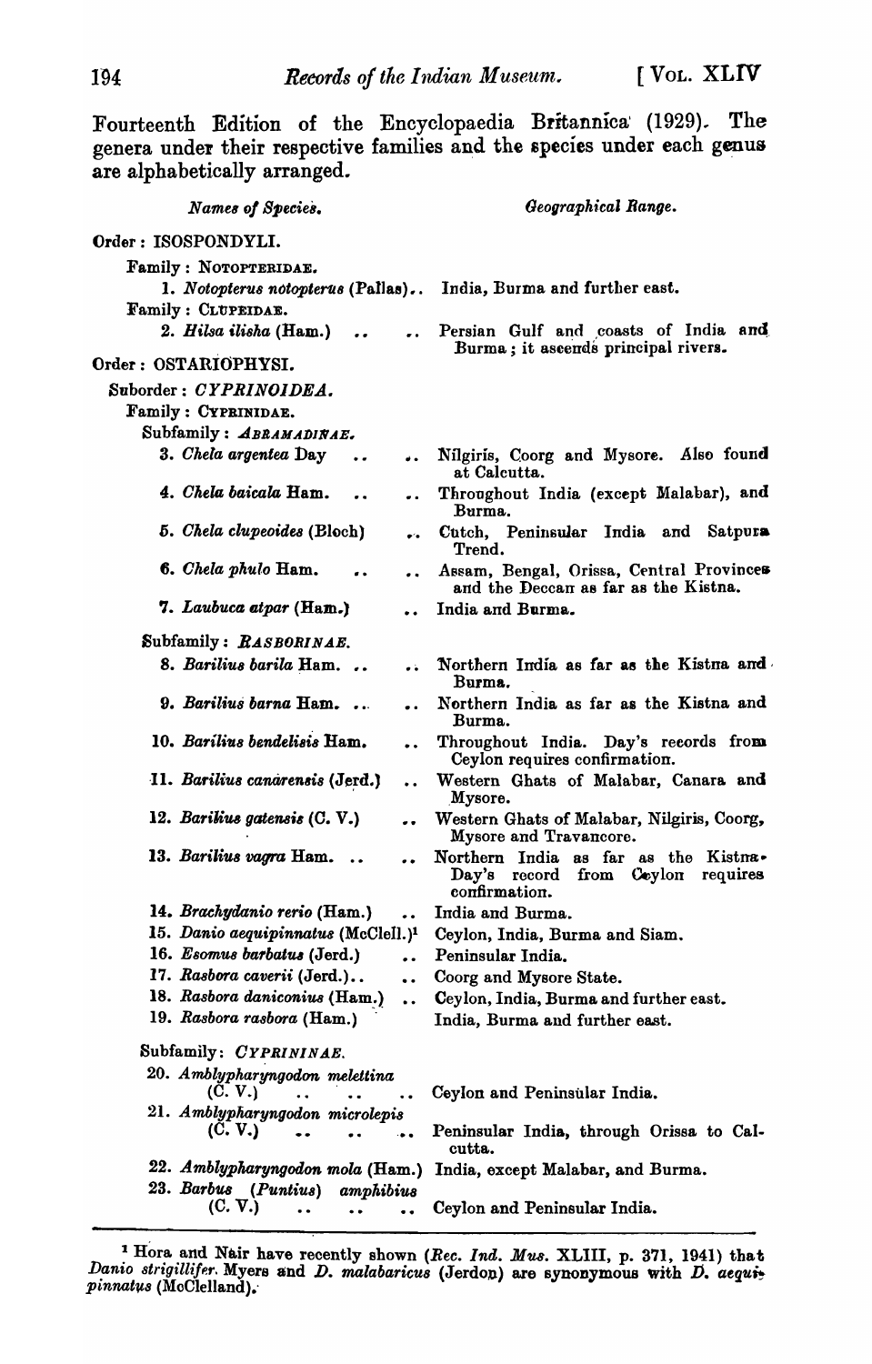Fourteenth Edition of the Encyclopaedia Britannica (1929). The genera under their respective families and the species under each genus are alphabetically arranged.

| *Names of Species.* | *Geographical Range.* |
|---|---|
| Order : ISOSPONDYLI. | |
| Family : NOTOPTERIDAE. | |
| 1. *Notopterus notopterus* (Pallas) .. | India, Burma and further east. |
| Family : CLUPEIDAE. | |
| 2. *Hilsa ilisha* (Ham.) .. .. | Persian Gulf and coasts of India and Burma ; it ascends principal rivers. |
| Order : OSTARIOPHYSI. | |
| Suborder : *CYPRINOIDEA.* | |
| Family : CYPRINIDAE. | |
| Subfamily : *ABRAMADINAE.* | |
| 3. *Chela argentea* Day .. .. | Nilgiris, Coorg and Mysore. Also found at Calcutta. |
| 4. *Chela baicala* Ham. .. .. | Throughout India (except Malabar), and Burma. |
| 5. *Chela clupeoides* (Bloch) .. | Cutch, Peninsular India and Satpura Trend. |
| 6. *Chela phulo* Ham. .. .. | Assam, Bengal, Orissa, Central Provinces and the Deccan as far as the Kistna. |
| 7. *Laubuca atpar* (Ham.) .. | India and Burma. |
| Subfamily : *RASBORINAE.* | |
| 8. *Barilius barila* Ham. .. .. | Northern India as far as the Kistna and Burma. |
| 9. *Barilius barna* Ham. .. .. | Northern India as far as the Kistna and Burma. |
| 10. *Barilius bendelisis* Ham. .. | Throughout India. Day's records from Ceylon requires confirmation. |
| 11. *Barilius canarensis* (Jerd.) .. | Western Ghats of Malabar, Canara and Mysore. |
| 12. *Barilius gatensis* (C. V.) .. | Western Ghats of Malabar, Nilgiris, Coorg, Mysore and Travancore. |
| 13. *Barilius vagra* Ham. .. .. | Northern India as far as the Kistna. Day's record from Ceylon requires confirmation. |
| 14. *Brachydanio rerio* (Ham.) .. | India and Burma. |
| 15. *Danio aequipinnatus* (McClell.)[1] | Ceylon, India, Burma and Siam. |
| 16. *Esomus barbatus* (Jerd.) .. | Peninsular India. |
| 17. *Rasbora caverii* (Jerd.) .. .. | Coorg and Mysore State. |
| 18. *Rasbora daniconius* (Ham.) .. | Ceylon, India, Burma and further east. |
| 19. *Rasbora rasbora* (Ham.) | India, Burma and further east. |
| Subfamily : *CYPRININAE.* | |
| 20. *Amblypharyngodon melettina* (C. V.) .. .. .. | Ceylon and Peninsular India. |
| 21. *Amblypharyngodon microlepis* (C. V.) .. .. .. | Peninsular India, through Orissa to Calcutta. |
| 22. *Amblypharyngodon mola* (Ham.) | India, except Malabar, and Burma. |
| 23. *Barbus (Puntius) amphibius* (C. V.) .. .. .. | Ceylon and Peninsular India. |

[1] Hora and Nair have recently shown (*Rec. Ind. Mus.* XLIII, p. 371, 1941) that *Danio strigillifer* Myers and *D. malabaricus* (Jerdon) are synonymous with *D. aequipinnatus* (McClelland).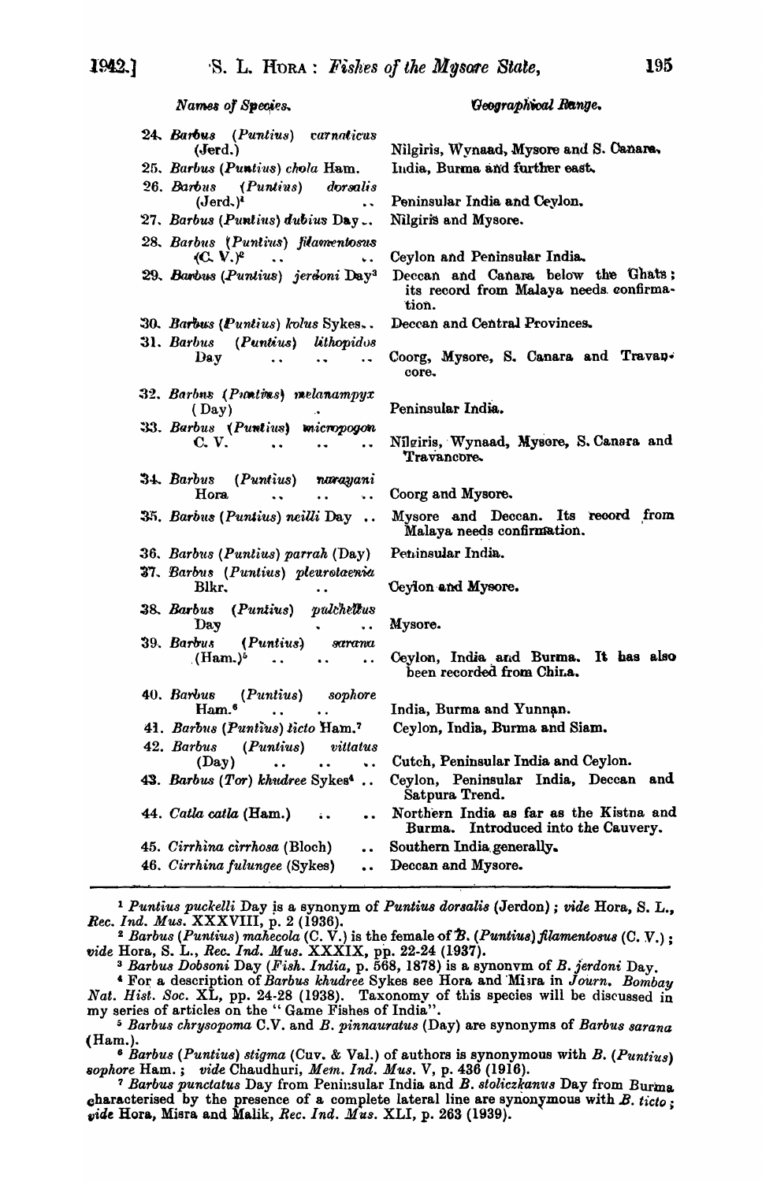| *Names of Species.* | *Geographical Range.* |
| --- | --- |
| 24. *Barbus (Puntius) carnaticus* (Jerd.) | Nilgiris, Wynaad, Mysore and S. Canara. |
| 25. *Barbus (Puntius) chola* Ham. | India, Burma and further east. |
| 26. *Barbus (Puntius) dorsalis* (Jerd.)[1] | Peninsular India and Ceylon. |
| 27. *Barbus (Puntius) dubius* Day | Nilgiris and Mysore. |
| 28. *Barbus (Puntius) filamentosus* (C. V.)[2] | Ceylon and Peninsular India. |
| 29. *Barbus (Puntius) jerdoni* Day[3] | Deccan and Canara below the Ghats; its record from Malaya needs confirmation. |
| 30. *Barbus (Puntius) kolus* Sykes | Deccan and Central Provinces. |
| 31. *Barbus (Puntius) lithopidos* Day | Coorg, Mysore, S. Canara and Travancore. |
| 32. *Barbus (Puntius) melanampyx* (Day) | Peninsular India. |
| 33. *Barbus (Puntius) micropogon* C. V. | Nilgiris, Wynaad, Mysore, S. Canara and Travancore. |
| 34. *Barbus (Puntius) narayani* Hora | Coorg and Mysore. |
| 35. *Barbus (Puntius) neilli* Day | Mysore and Deccan. Its record from Malaya needs confirmation. |
| 36. *Barbus (Puntius) parrah* (Day) | Peninsular India. |
| 37. *Barbus (Puntius) pleurotaenia* Blkr. | Ceylon and Mysore. |
| 38. *Barbus (Puntius) pulchellus* Day | Mysore. |
| 39. *Barbus (Puntius) sarana* (Ham.)[5] | Ceylon, India and Burma. It has also been recorded from China. |
| 40. *Barbus (Puntius) sophore* Ham.[6] | India, Burma and Yunnan. |
| 41. *Barbus (Puntius) ticto* Ham.[7] | Ceylon, India, Burma and Siam. |
| 42. *Barbus (Puntius) vittatus* (Day) | Cutch, Peninsular India and Ceylon. |
| 43. *Barbus (Tor) khudree* Sykes[4] | Ceylon, Peninsular India, Deccan and Satpura Trend. |
| 44. *Catla catla* (Ham.) | Northern India as far as the Kistna and Burma. Introduced into the Cauvery. |
| 45. *Cirrhina cirrhosa* (Bloch) | Southern India generally. |
| 46. *Cirrhina fulungee* (Sykes) | Deccan and Mysore. |

[1] *Puntius puckelli* Day is a synonym of *Puntius dorsalis* (Jerdon); *vide* Hora, S. L., *Rec. Ind. Mus.* XXXVIII, p. 2 (1936).

[2] *Barbus (Puntius) mahecola* (C. V.) is the female of *B. (Puntius) filamentosus* (C. V.); *vide* Hora, S. L., *Rec. Ind. Mus.* XXXIX, pp. 22-24 (1937).

[3] *Barbus Dobsoni* Day (*Fish. India*, p. 568, 1878) is a synonym of *B. jerdoni* Day.

[4] For a description of *Barbus khudree* Sykes see Hora and Misra in *Journ. Bombay Nat. Hist. Soc.* XL, pp. 24-28 (1938). Taxonomy of this species will be discussed in my series of articles on the "Game Fishes of India".

[5] *Barbus chrysopoma* C.V. and *B. pinnauratus* (Day) are synonyms of *Barbus sarana* (Ham.).

[6] *Barbus (Puntius) stigma* (Cuv. & Val.) of authors is synonymous with *B. (Puntius) sophore* Ham.; *vide* Chaudhuri, *Mem. Ind. Mus.* V, p. 436 (1916).

[7] *Barbus punctatus* Day from Peninsular India and *B. stoliczkanus* Day from Burma characterised by the presence of a complete lateral line are synonymous with *B. ticto*; *vide* Hora, Misra and Malik, *Rec. Ind. Mus.* XLI, p. 263 (1939).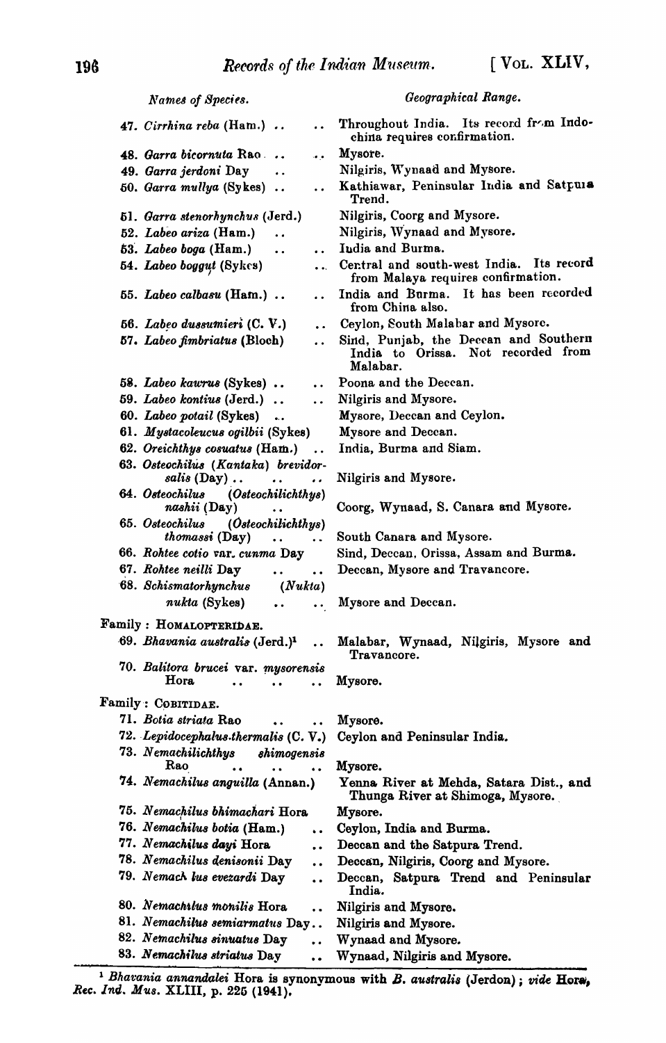| *Names of Species.* | *Geographical Range.* |
|---|---|
| 47. *Cirrhina reba* (Ham.) | Throughout India. Its record from Indo-china requires confirmation. |
| 48. *Garra bicornuta* Rao | Mysore. |
| 49. *Garra jerdoni* Day | Nilgiris, Wynaad and Mysore. |
| 50. *Garra mullya* (Sykes) | Kathiawar, Peninsular India and Satpura Trend. |
| 51. *Garra stenorhynchus* (Jerd.) | Nilgiris, Coorg and Mysore. |
| 52. *Labeo ariza* (Ham.) | Nilgiris, Wynaad and Mysore. |
| 53. *Labeo boga* (Ham.) | India and Burma. |
| 54. *Labeo boggut* (Sykes) | Central and south-west India. Its record from Malaya requires confirmation. |
| 55. *Labeo calbasu* (Ham.) | India and Burma. It has been recorded from China also. |
| 56. *Labeo dussumieri* (C. V.) | Ceylon, South Malabar and Mysore. |
| 57. *Labeo fimbriatus* (Bloch) | Sind, Punjab, the Deccan and Southern India to Orissa. Not recorded from Malabar. |
| 58. *Labeo kawrus* (Sykes) | Poona and the Deccan. |
| 59. *Labeo kontius* (Jerd.) | Nilgiris and Mysore. |
| 60. *Labeo potail* (Sykes) | Mysore, Deccan and Ceylon. |
| 61. *Mystacoleucus ogilbii* (Sykes) | Mysore and Deccan. |
| 62. *Oreichthys cosuatus* (Ham.) | India, Burma and Siam. |
| 63. *Osteochilus (Kantaka) brevidorsalis* (Day) | Nilgiris and Mysore. |
| 64. *Osteochilus (Osteochilichthys) nashii* (Day) | Coorg, Wynaad, S. Canara and Mysore. |
| 65. *Osteochilus (Osteochilichthys) thomassi* (Day) | South Canara and Mysore. |
| 66. *Rohtee cotio* var. *cunma* Day | Sind, Deccan, Orissa, Assam and Burma. |
| 67. *Rohtee neilli* Day | Deccan, Mysore and Travancore. |
| 68. *Schismatorhynchus (Nukta) nukta* (Sykes) | Mysore and Deccan. |
| Family : HOMALOPTERIDAE. | |
| 69. *Bhavania australis* (Jerd.)[1] | Malabar, Wynaad, Nilgiris, Mysore and Travancore. |
| 70. *Balitora brucei* var. *mysorensis* Hora | Mysore. |
| Family : COBITIDAE. | |
| 71. *Botia striata* Rao | Mysore. |
| 72. *Lepidocephalus thermalis* (C. V.) | Ceylon and Peninsular India. |
| 73. *Nemachilichthys shimogensis* Rao | Mysore. |
| 74. *Nemachilus anguilla* (Annan.) | Yenna River at Mehda, Satara Dist., and Thunga River at Shimoga, Mysore. |
| 75. *Nemachilus bhimachari* Hora | Mysore. |
| 76. *Nemachilus botia* (Ham.) | Ceylon, India and Burma. |
| 77. *Nemachilus dayi* Hora | Deccan and the Satpura Trend. |
| 78. *Nemachilus denisonii* Day | Deccan, Nilgiris, Coorg and Mysore. |
| 79. *Nemachilus evezardi* Day | Deccan, Satpura Trend and Peninsular India. |
| 80. *Nemachilus monilis* Hora | Nilgiris and Mysore. |
| 81. *Nemachilus semiarmatus* Day | Nilgiris and Mysore. |
| 82. *Nemachilus sinuatus* Day | Wynaad and Mysore. |
| 83. *Nemachilus striatus* Day | Wynaad, Nilgiris and Mysore. |

[1] *Bhavania annandalei* Hora is synonymous with *B. australis* (Jerdon); *vide* Hora, *Rec. Ind. Mus.* XLIII, p. 225 (1941).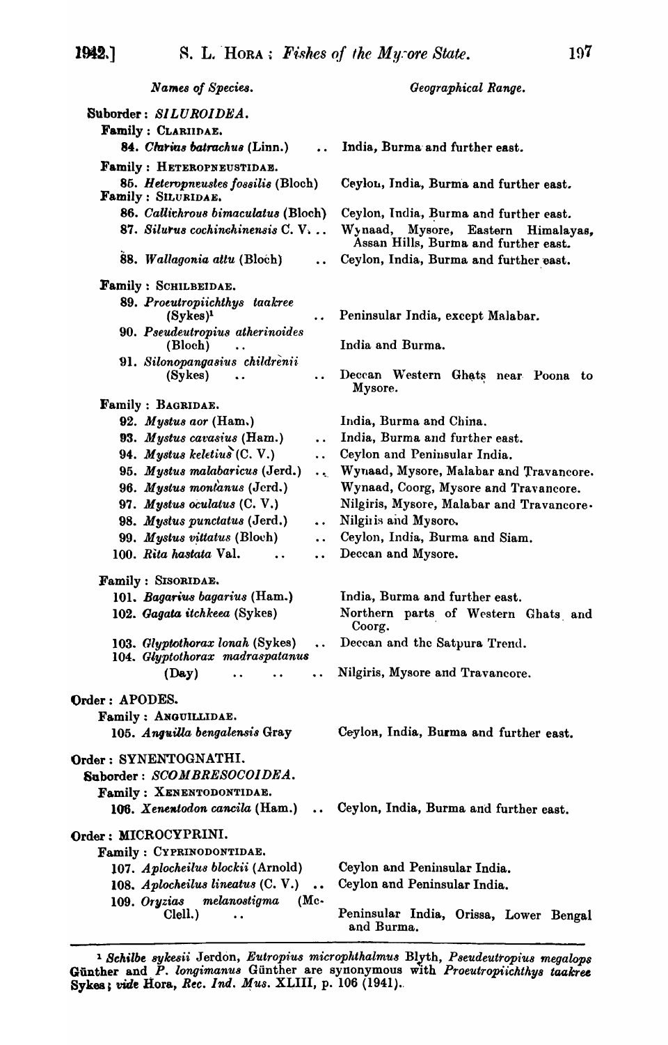| *Names of Species.* | *Geographical Range.* |
|---|---|
| Suborder : *SILUROIDEA.* | |
| Family : CLARIIDAE. | |
| 84. *Clarias batrachus* (Linn.) .. | India, Burma and further east. |
| Family : HETEROPNEUSTIDAE. | |
| 85. *Heteropneustes fossilis* (Bloch) | Ceylon, India, Burma and further east. |
| Family : SILURIDAE. | |
| 86. *Callichrous bimaculatus* (Bloch) | Ceylon, India, Burma and further east. |
| 87. *Silurus cochinchinensis* C. V. .. | Wynaad, Mysore, Eastern Himalayas, Assan Hills, Burma and further east. |
| 88. *Wallagonia attu* (Bloch) .. | Ceylon, India, Burma and further east. |
| Family : SCHILBEIDAE. | |
| 89. *Proeutropiichthys taakree* (Sykes)[1] .. | Peninsular India, except Malabar. |
| 90. *Pseudeutropius atherinoides* (Bloch) .. | India and Burma. |
| 91. *Silonopangasius childrenii* (Sykes) .. .. | Deccan Western Ghats near Poona to Mysore. |
| Family : BAGRIDAE. | |
| 92. *Mystus aor* (Ham.) | India, Burma and China. |
| 93. *Mystus cavasius* (Ham.) .. | India, Burma and further east. |
| 94. *Mystus keletius* (C. V.) .. | Ceylon and Peninsular India. |
| 95. *Mystus malabaricus* (Jerd.) .. | Wynaad, Mysore, Malabar and Travancore. |
| 96. *Mystus montanus* (Jerd.) | Wynaad, Coorg, Mysore and Travancore. |
| 97. *Mystus oculatus* (C. V.) | Nilgiris, Mysore, Malabar and Travancore. |
| 98. *Mystus punctatus* (Jerd.) .. | Nilgiris and Mysore. |
| 99. *Mystus vittatus* (Bloch) .. | Ceylon, India, Burma and Siam. |
| 100. *Rita hastata* Val. .. .. | Deccan and Mysore. |
| Family : SISORIDAE. | |
| 101. *Bagarius bagarius* (Ham.) | India, Burma and further east. |
| 102. *Gagata itchkeea* (Sykes) | Northern parts of Western Ghats and Coorg. |
| 103. *Glyptothorax lonah* (Sykes) .. | Deccan and the Satpura Trend. |
| 104. *Glyptothorax madraspatanus* (Day) .. .. .. | Nilgiris, Mysore and Travancore. |
| Order : APODES. | |
| Family : ANGUILLIDAE. | |
| 105. *Anguilla bengalensis* Gray | Ceylon, India, Burma and further east. |
| Order : SYNENTOGNATHI. | |
| Suborder : *SCOMBRESOCOIDEA.* | |
| Family : XENENTODONTIDAE. | |
| 106. *Xenentodon cancila* (Ham.) .. | Ceylon, India, Burma and further east. |
| Order : MICROCYPRINI. | |
| Family : CYPRINODONTIDAE. | |
| 107. *Aplocheilus blockii* (Arnold) | Ceylon and Peninsular India. |
| 108. *Aplocheilus lineatus* (C. V.) .. | Ceylon and Peninsular India. |
| 109. *Oryzias melanostigma* (McClell.) .. | Peninsular India, Orissa, Lower Bengal and Burma. |

[1] *Schilbe sykesii* Jerdon, *Eutropius microphthalmus* Blyth, *Pseudeutropius megalops* Günther and *P. longimanus* Günther are synonymous with *Proeutropiichthys taakree* Sykes; *vide* Hora, *Rec. Ind. Mus.* XLIII, p. 106 (1941).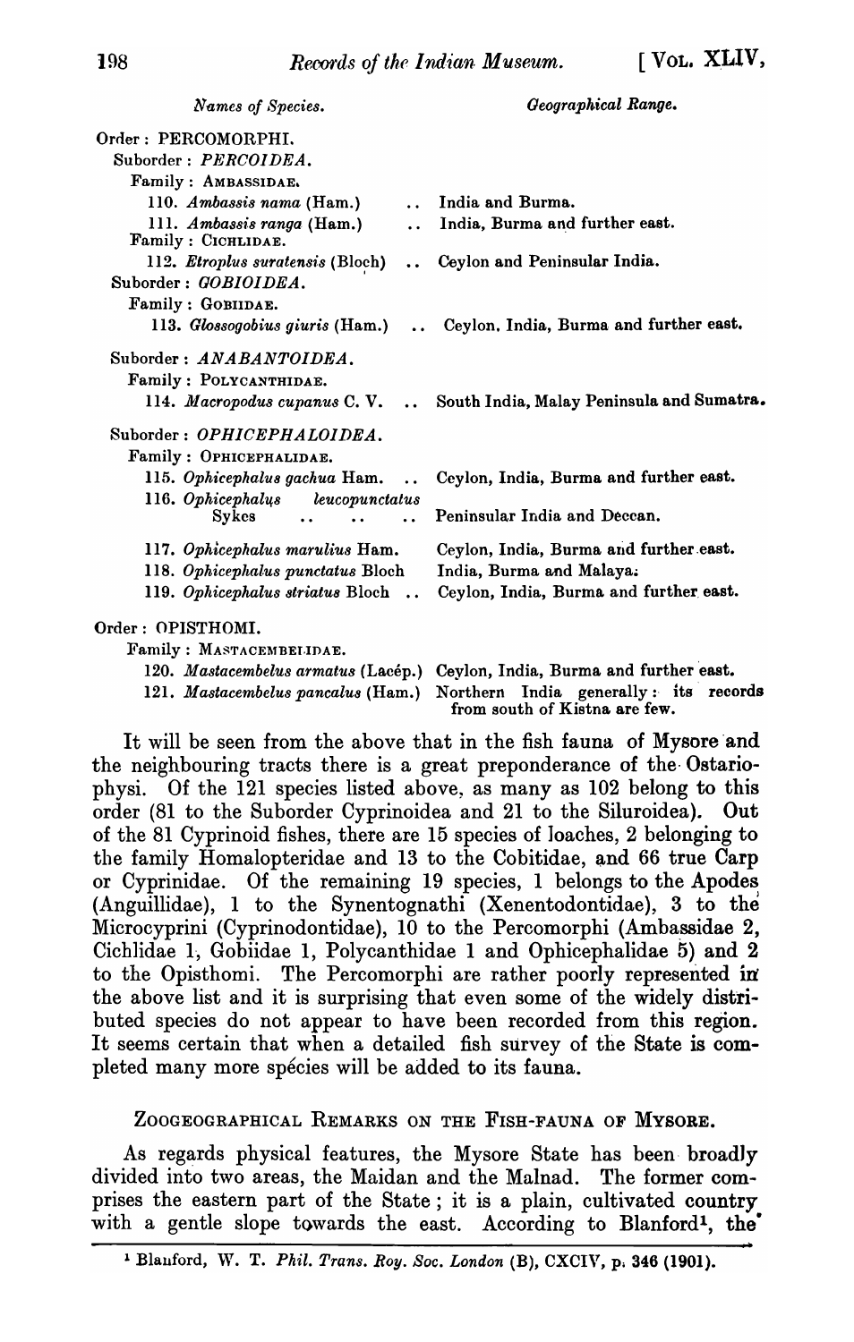| Names of Species. | Geographical Range. |
|---|---|
| Order : PERCOMORPHI. | |
| Suborder : *PERCOIDEA.* | |
| Family : AMBASSIDAE. | |
| 110. *Ambassis nama* (Ham.) .. | India and Burma. |
| 111. *Ambassis ranga* (Ham.) .. | India, Burma and further east. |
| Family : CICHLIDAE. | |
| 112. *Etroplus suratensis* (Bloch) .. | Ceylon and Peninsular India. |
| Suborder : *GOBIOIDEA.* | |
| Family : GOBIIDAE. | |
| 113. *Glossogobius giuris* (Ham.) .. | Ceylon, India, Burma and further east. |
| Suborder : *ANABANTOIDEA.* | |
| Family : POLYCANTHIDAE. | |
| 114. *Macropodus cupanus* C. V. .. | South India, Malay Peninsula and Sumatra. |
| Suborder : *OPHICEPHALOIDEA.* | |
| Family : OPHICEPHALIDAE. | |
| 115. *Ophicephalus gachua* Ham. .. | Ceylon, India, Burma and further east. |
| 116. *Ophicephalus leucopunctatus* Sykes .. .. .. | Peninsular India and Deccan. |
| 117. *Ophicephalus marulius* Ham. | Ceylon, India, Burma and further east. |
| 118. *Ophicephalus punctatus* Bloch | India, Burma and Malaya. |
| 119. *Ophicephalus striatus* Bloch .. | Ceylon, India, Burma and further east. |
| Order : OPISTHOMI. | |
| Family : MASTACEMBELIDAE. | |
| 120. *Mastacembelus armatus* (Lacép.) | Ceylon, India, Burma and further east. |
| 121. *Mastacembelus pancalus* (Ham.) | Northern India generally: its records from south of Kistna are few. |

It will be seen from the above that in the fish fauna of Mysore and the neighbouring tracts there is a great preponderance of the Ostariophysi. Of the 121 species listed above, as many as 102 belong to this order (81 to the Suborder Cyprinoidea and 21 to the Siluroidea). Out of the 81 Cyprinoid fishes, there are 15 species of loaches, 2 belonging to the family Homalopteridae and 13 to the Cobitidae, and 66 true Carp or Cyprinidae. Of the remaining 19 species, 1 belongs to the Apodes (Anguillidae), 1 to the Synentognathi (Xenentodontidae), 3 to the Microcyprini (Cyprinodontidae), 10 to the Percomorphi (Ambassidae 2, Cichlidae 1, Gobiidae 1, Polycanthidae 1 and Ophicephalidae 5) and 2 to the Opisthomi. The Percomorphi are rather poorly represented in the above list and it is surprising that even some of the widely distributed species do not appear to have been recorded from this region. It seems certain that when a detailed fish survey of the State is completed many more species will be added to its fauna.

## Zoogeographical Remarks on the Fish-Fauna of Mysore.

As regards physical features, the Mysore State has been broadly divided into two areas, the Maidan and the Malnad. The former comprises the eastern part of the State; it is a plain, cultivated country with a gentle slope towards the east. According to Blanford[1], the

[1] Blanford, W. T. *Phil. Trans. Roy. Soc. London* (B), CXCIV, p. 346 (1901).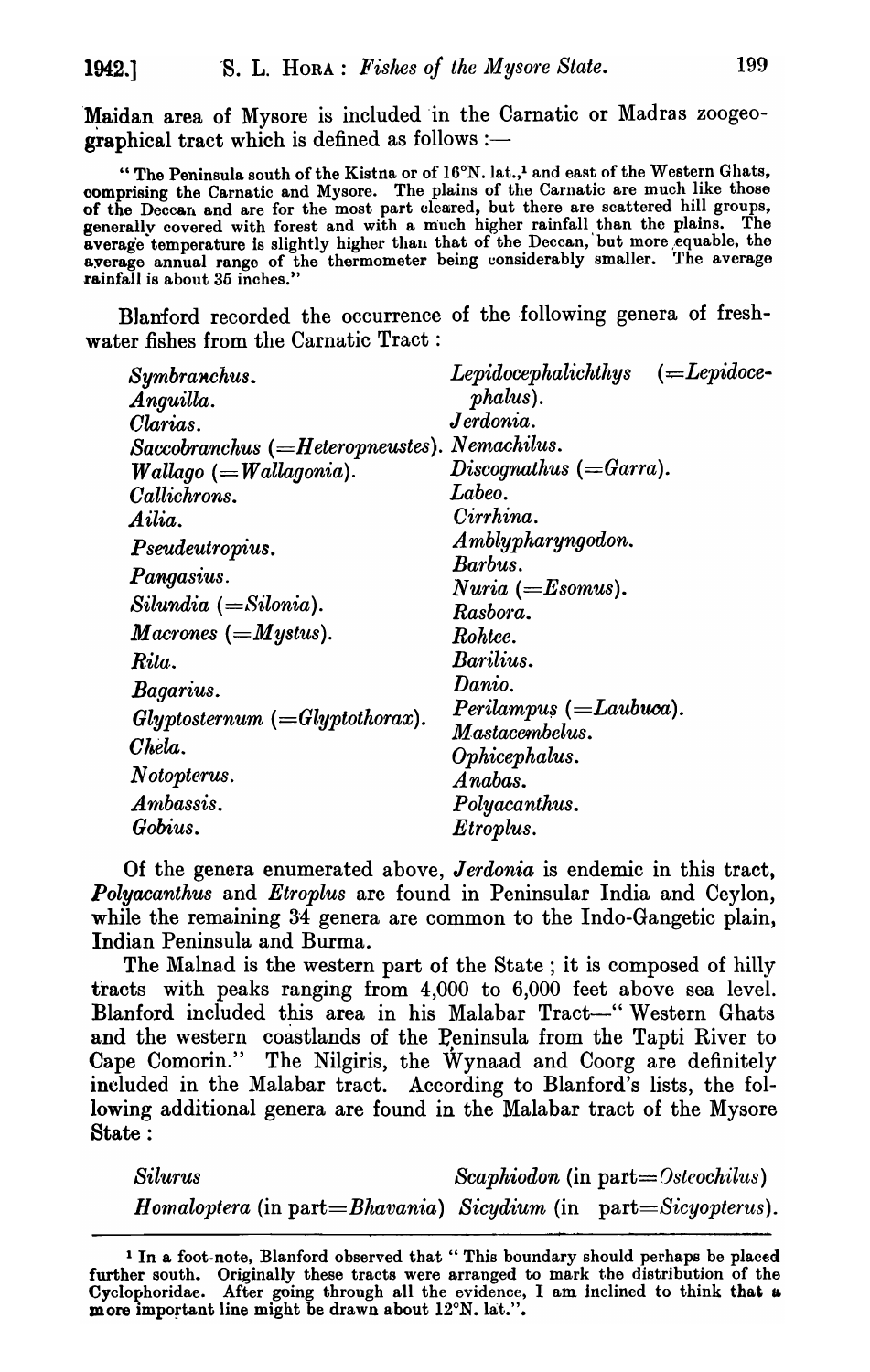Maidan area of Mysore is included in the Carnatic or Madras zoogeographical tract which is defined as follows :—

> " The Peninsula south of the Kistna or of 16°N. lat.,[1] and east of the Western Ghats, comprising the Carnatic and Mysore. The plains of the Carnatic are much like those of the Deccan and are for the most part cleared, but there are scattered hill groups, generally covered with forest and with a much higher rainfall than the plains. The average temperature is slightly higher than that of the Deccan, but more equable, the average annual range of the thermometer being considerably smaller. The average rainfall is about 35 inches."

Blanford recorded the occurrence of the following genera of freshwater fishes from the Carnatic Tract :

| | |
|---|---|
| *Symbranchus.* | *Lepidocephalichthys* (=*Lepidocephalus*). |
| *Anguilla.* | *Jerdonia.* |
| *Clarias.* | *Nemachilus.* |
| *Saccobranchus* (=*Heteropneustes*). | *Discognathus* (=*Garra*). |
| *Wallago* (=*Wallagonia*). | *Labeo.* |
| *Callichrons.* | *Cirrhina.* |
| *Ailia.* | *Amblypharyngodon.* |
| *Pseudeutropius.* | *Barbus.* |
| *Pangasius.* | *Nuria* (=*Esomus*). |
| *Silundia* (=*Silonia*). | *Rasbora.* |
| *Macrones* (=*Mystus*). | *Rohtee.* |
| *Rita.* | *Barilius.* |
| *Bagarius.* | *Danio.* |
| *Glyptosternum* (=*Glyptothorax*). | *Perilampus* (=*Laubuca*). |
| *Chela.* | *Mastacembelus.* |
| *Notopterus.* | *Ophicephalus.* |
| *Ambassis.* | *Anabas.* |
| *Gobius.* | *Polyacanthus.* |
| | *Etroplus.* |

Of the genera enumerated above, *Jerdonia* is endemic in this tract, *Polyacanthus* and *Etroplus* are found in Peninsular India and Ceylon, while the remaining 34 genera are common to the Indo-Gangetic plain, Indian Peninsula and Burma.

The Malnad is the western part of the State ; it is composed of hilly tracts with peaks ranging from 4,000 to 6,000 feet above sea level. Blanford included this area in his Malabar Tract—" Western Ghats and the western coastlands of the Peninsula from the Tapti River to Cape Comorin." The Nilgiris, the Wynaad and Coorg are definitely included in the Malabar tract. According to Blanford's lists, the following additional genera are found in the Malabar tract of the Mysore State :

| | |
|---|---|
| *Silurus* | *Scaphiodon* (in part=*Osteochilus*) |
| *Homaloptera* (in part=*Bhavania*) | *Sicydium* (in part=*Sicyopterus*). |

[1] In a foot-note, Blanford observed that " This boundary should perhaps be placed further south. Originally these tracts were arranged to mark the distribution of the Cyclophoridae. After going through all the evidence, I am inclined to think that a more important line might be drawn about 12°N. lat.".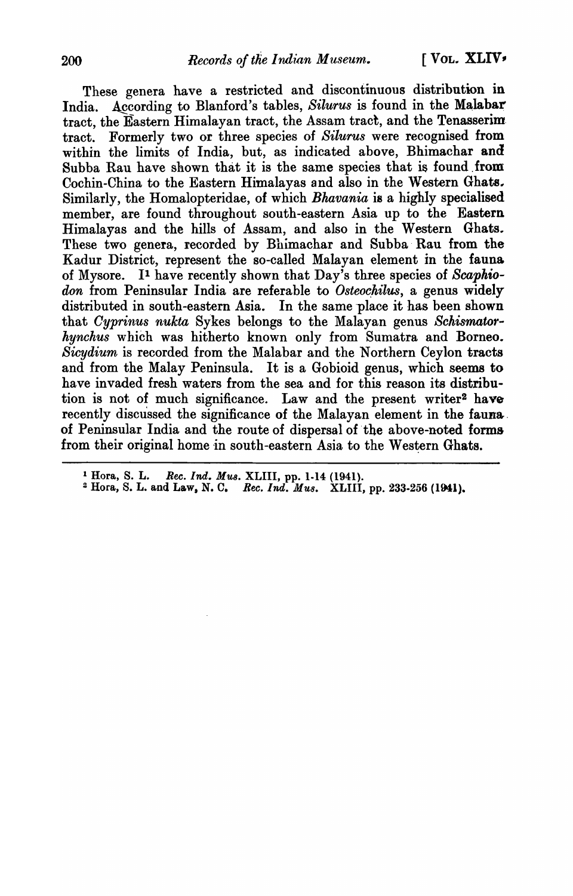These genera have a restricted and discontinuous distribution in India. According to Blanford's tables, *Silurus* is found in the Malabar tract, the Eastern Himalayan tract, the Assam tract, and the Tenasserim tract. Formerly two or three species of *Silurus* were recognised from within the limits of India, but, as indicated above, Bhimachar and Subba Rau have shown that it is the same species that is found from Cochin-China to the Eastern Himalayas and also in the Western Ghats. Similarly, the Homalopteridae, of which *Bhavania* is a highly specialised member, are found throughout south-eastern Asia up to the Eastern Himalayas and the hills of Assam, and also in the Western Ghats. These two genera, recorded by Bhimachar and Subba Rau from the Kadur District, represent the so-called Malayan element in the fauna of Mysore. I[1] have recently shown that Day's three species of *Scaphiodon* from Peninsular India are referable to *Osteochilus*, a genus widely distributed in south-eastern Asia. In the same place it has been shown that *Cyprinus nukta* Sykes belongs to the Malayan genus *Schismatorhynchus* which was hitherto known only from Sumatra and Borneo. *Sicydium* is recorded from the Malabar and the Northern Ceylon tracts and from the Malay Peninsula. It is a Gobioid genus, which seems to have invaded fresh waters from the sea and for this reason its distribution is not of much significance. Law and the present writer[2] have recently discussed the significance of the Malayan element in the fauna of Peninsular India and the route of dispersal of the above-noted forms from their original home in south-eastern Asia to the Western Ghats.

---

[1] Hora, S. L. *Rec. Ind. Mus.* XLIII, pp. 1-14 (1941).

[2] Hora, S. L. and Law, N. C. *Rec. Ind. Mus.* XLIII, pp. 233-256 (1941).